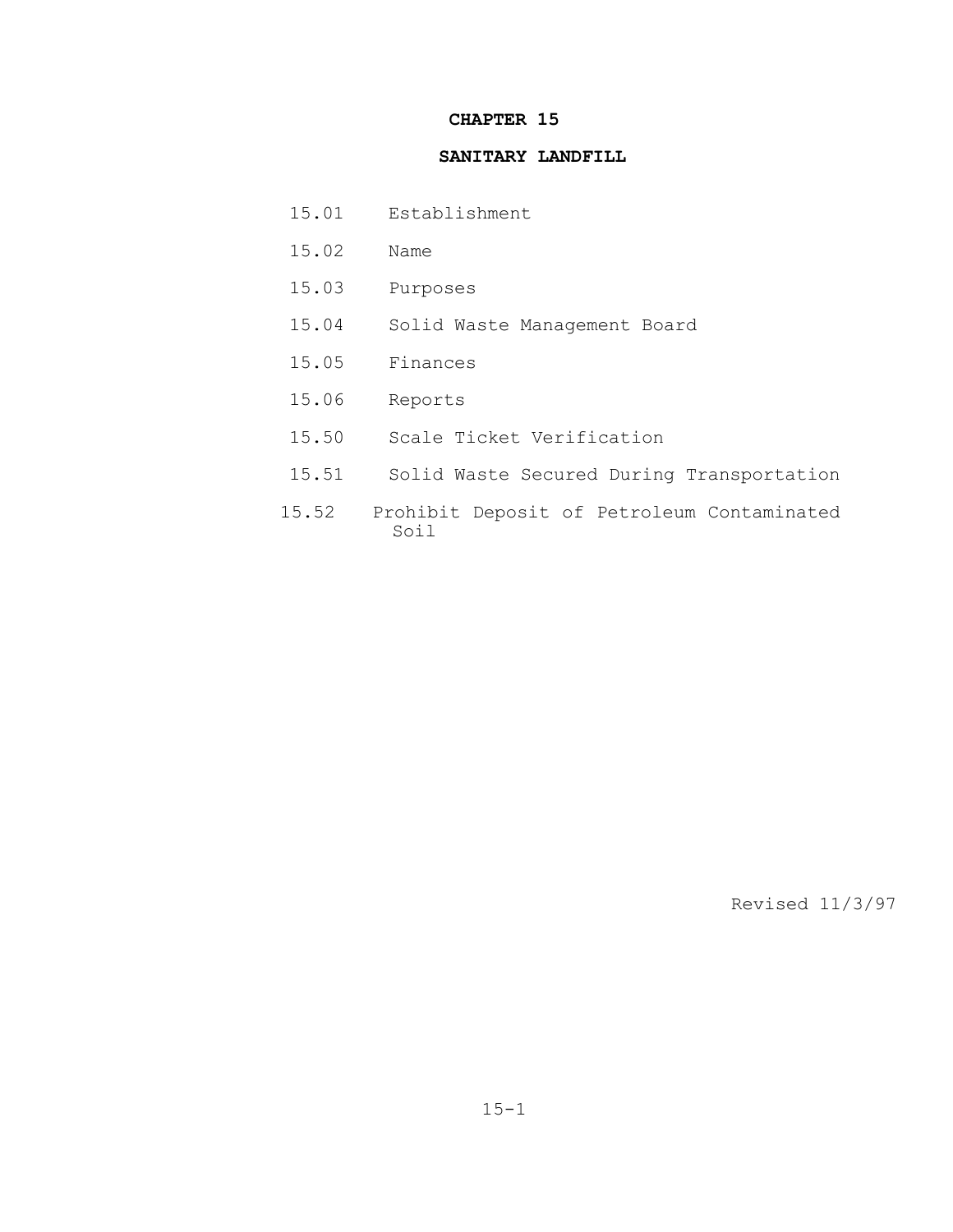# CHAPTER 15

## SANITARY LANDFILL

15.01 Establishment

15.02 Name

15.03 Purposes

15.04 Solid Waste Management Board

15.05 Finances

15.06 Reports

15.50 Scale Ticket Verification

15.51 Solid Waste Secured During Transportation

15.52 Prohibit Deposit of Petroleum Contaminated Soil

Revised 11/3/97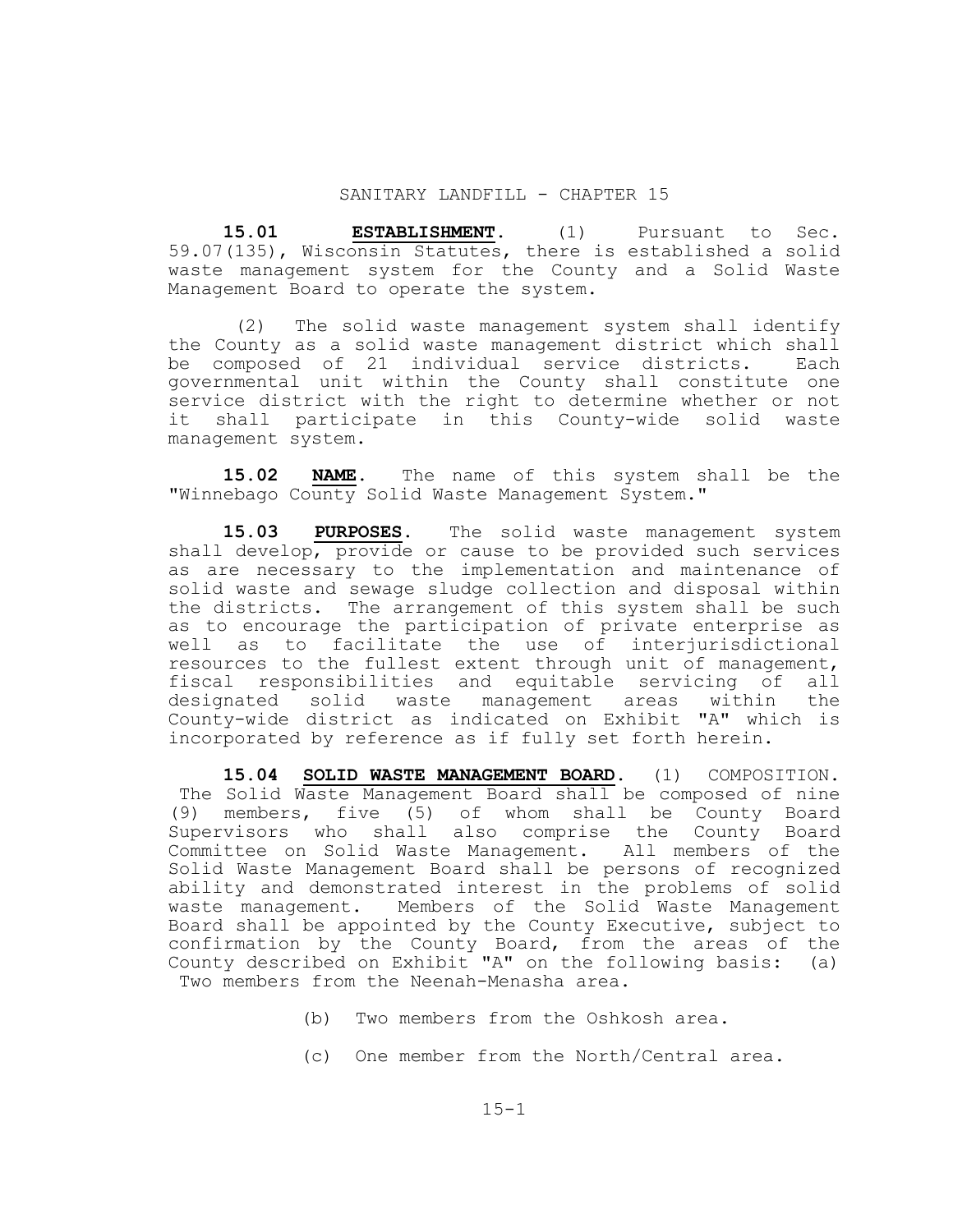# SANITARY LANDFILL - CHAPTER 15

**15.01 ESTABLISHMENT.** (1) Pursuant to Sec. 59.07(135), Wisconsin Statutes, there is established a solid waste management system for the County and a Solid Waste Management Board to operate the system.

(2) The solid waste management system shall identify the County as a solid waste management district which shall be composed of 21 individual service districts. Each governmental unit within the County shall constitute one service district with the right to determine whether or not it shall participate in this County-wide solid waste management system.

**15.02 NAME.** The name of this system shall be the "Winnebago County Solid Waste Management System."

**15.03 PURPOSES.** The solid waste management system shall develop, provide or cause to be provided such services as are necessary to the implementation and maintenance of solid waste and sewage sludge collection and disposal within the districts. The arrangement of this system shall be such as to encourage the participation of private enterprise as well as to facilitate the use of interjurisdictional resources to the fullest extent through unit of management, fiscal responsibilities and equitable servicing of all designated solid waste management areas within the County-wide district as indicated on Exhibit "A" which is incorporated by reference as if fully set forth herein.

**15.04 SOLID WASTE MANAGEMENT BOARD.** (1) COMPOSITION. The Solid Waste Management Board shall be composed of nine (9) members, five (5) of whom shall be County Board Supervisors who shall also comprise the County Board Committee on Solid Waste Management. All members of the Solid Waste Management Board shall be persons of recognized ability and demonstrated interest in the problems of solid waste management. Members of the Solid Waste Management Board shall be appointed by the County Executive, subject to confirmation by the County Board, from the areas of the County described on Exhibit "A" on the following basis: (a) Two members from the Neenah-Menasha area.

(b) Two members from the Oshkosh area.

(c) One member from the North/Central area.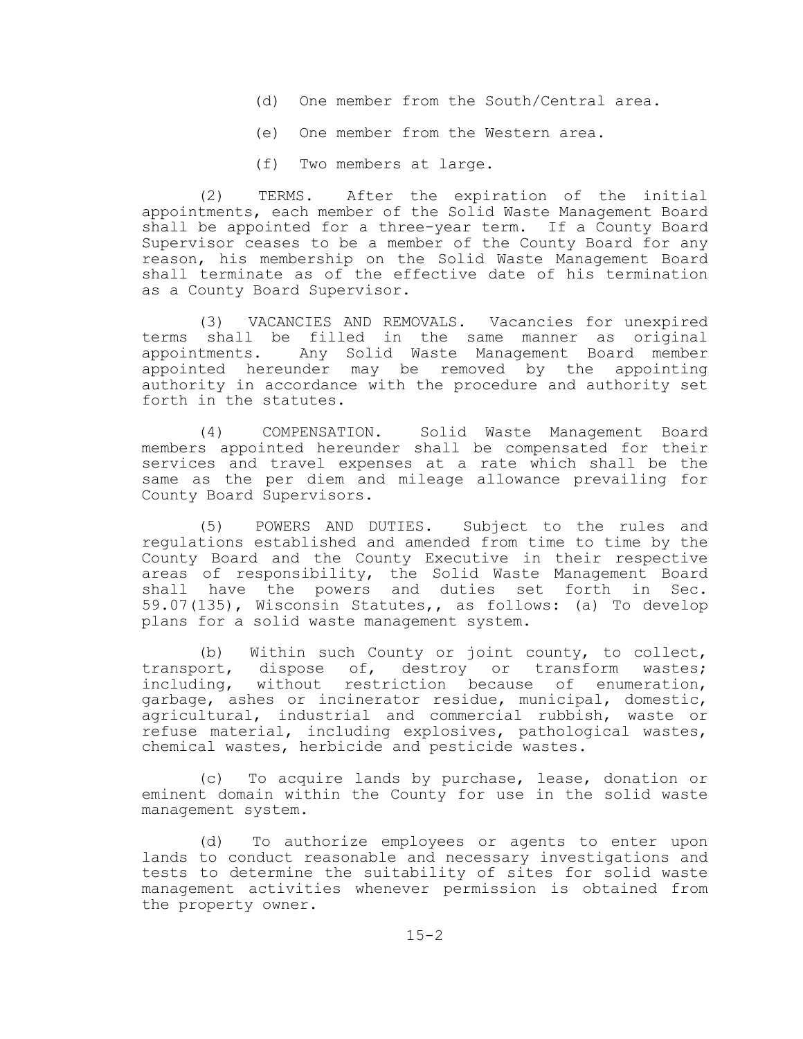(d) One member from the South/Central area.

(e) One member from the Western area.

(f) Two members at large.

(2) TERMS. After the expiration of the initial appointments, each member of the Solid Waste Management Board shall be appointed for a three-year term. If a County Board Supervisor ceases to be a member of the County Board for any reason, his membership on the Solid Waste Management Board shall terminate as of the effective date of his termination as a County Board Supervisor.

(3) VACANCIES AND REMOVALS. Vacancies for unexpired terms shall be filled in the same manner as original appointments. Any Solid Waste Management Board member appointed hereunder may be removed by the appointing authority in accordance with the procedure and authority set forth in the statutes.

(4) COMPENSATION. Solid Waste Management Board members appointed hereunder shall be compensated for their services and travel expenses at a rate which shall be the same as the per diem and mileage allowance prevailing for County Board Supervisors.

(5) POWERS AND DUTIES. Subject to the rules and regulations established and amended from time to time by the County Board and the County Executive in their respective areas of responsibility, the Solid Waste Management Board shall have the powers and duties set forth in Sec. 59.07(135), Wisconsin Statutes,, as follows: (a) To develop plans for a solid waste management system.

(b) Within such County or joint county, to collect, transport, dispose of, destroy or transform wastes; including, without restriction because of enumeration, garbage, ashes or incinerator residue, municipal, domestic, agricultural, industrial and commercial rubbish, waste or refuse material, including explosives, pathological wastes, chemical wastes, herbicide and pesticide wastes.

(c) To acquire lands by purchase, lease, donation or eminent domain within the County for use in the solid waste management system.

(d) To authorize employees or agents to enter upon lands to conduct reasonable and necessary investigations and tests to determine the suitability of sites for solid waste management activities whenever permission is obtained from the property owner.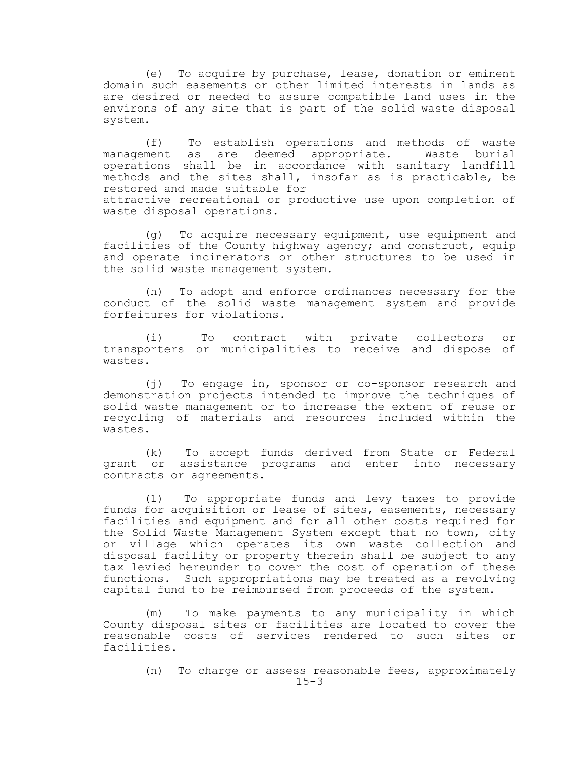(e) To acquire by purchase, lease, donation or eminent domain such easements or other limited interests in lands as are desired or needed to assure compatible land uses in the environs of any site that is part of the solid waste disposal system.

(f) To establish operations and methods of waste management as are deemed appropriate. Waste burial operations shall be in accordance with sanitary landfill methods and the sites shall, insofar as is practicable, be restored and made suitable for attractive recreational or productive use upon completion of waste disposal operations.

(g) To acquire necessary equipment, use equipment and facilities of the County highway agency; and construct, equip and operate incinerators or other structures to be used in the solid waste management system.

(h) To adopt and enforce ordinances necessary for the conduct of the solid waste management system and provide forfeitures for violations.

(i) To contract with private collectors or transporters or municipalities to receive and dispose of wastes.

(j) To engage in, sponsor or co-sponsor research and demonstration projects intended to improve the techniques of solid waste management or to increase the extent of reuse or recycling of materials and resources included within the wastes.

(k) To accept funds derived from State or Federal grant or assistance programs and enter into necessary contracts or agreements.

(l) To appropriate funds and levy taxes to provide funds for acquisition or lease of sites, easements, necessary facilities and equipment and for all other costs required for the Solid Waste Management System except that no town, city or village which operates its own waste collection and disposal facility or property therein shall be subject to any tax levied hereunder to cover the cost of operation of these functions. Such appropriations may be treated as a revolving capital fund to be reimbursed from proceeds of the system.

(m) To make payments to any municipality in which County disposal sites or facilities are located to cover the reasonable costs of services rendered to such sites or facilities.

(n) To charge or assess reasonable fees, approximately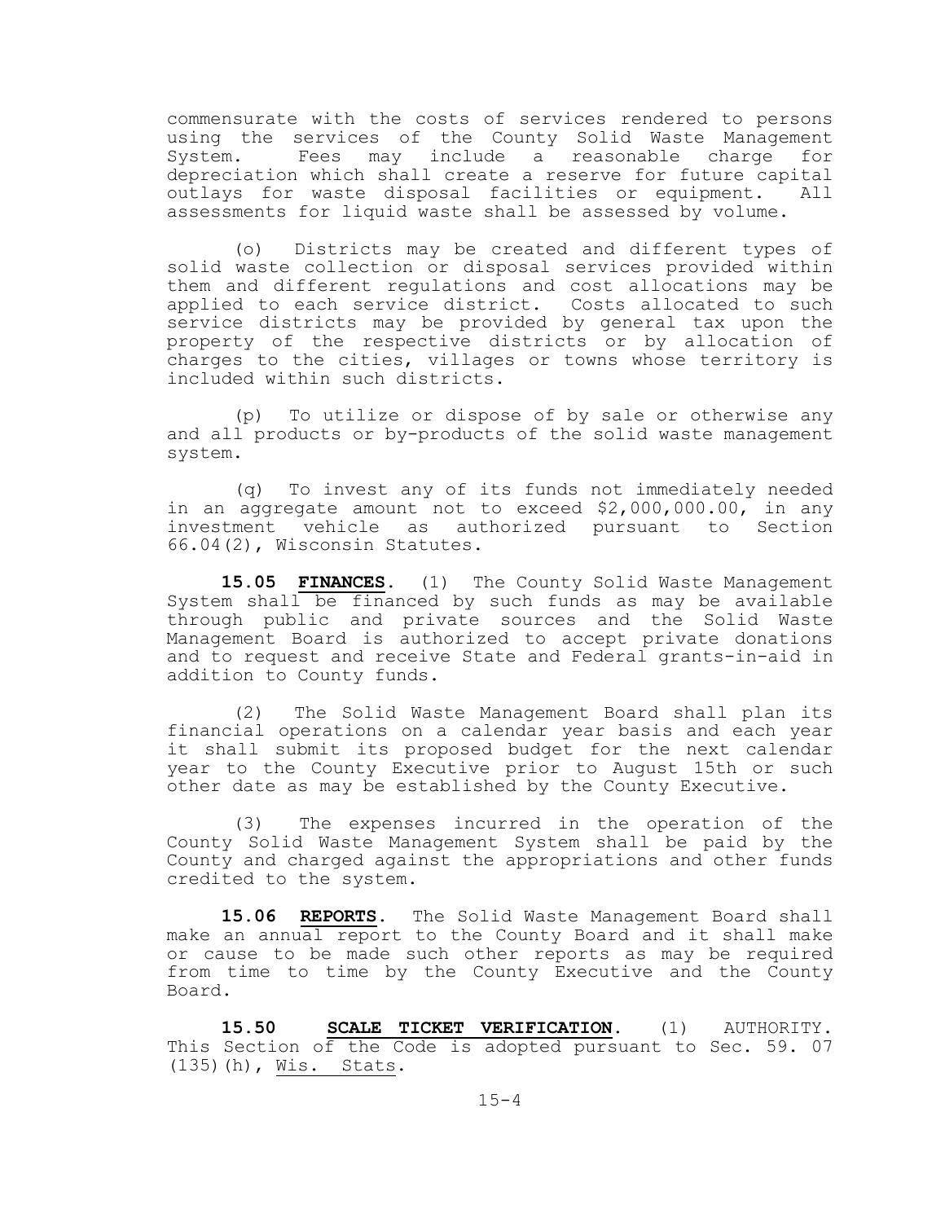commensurate with the costs of services rendered to persons using the services of the County Solid Waste Management System. Fees may include a reasonable charge for depreciation which shall create a reserve for future capital outlays for waste disposal facilities or equipment. All assessments for liquid waste shall be assessed by volume.

(o) Districts may be created and different types of solid waste collection or disposal services provided within them and different regulations and cost allocations may be applied to each service district. Costs allocated to such service districts may be provided by general tax upon the property of the respective districts or by allocation of charges to the cities, villages or towns whose territory is included within such districts.

(p) To utilize or dispose of by sale or otherwise any and all products or by-products of the solid waste management system.

(q) To invest any of its funds not immediately needed in an aggregate amount not to exceed $2,000,000.00, in any investment vehicle as authorized pursuant to Section 66.04(2), Wisconsin Statutes.

**15.05 <u>FINANCES</u>.** (1) The County Solid Waste Management System shall be financed by such funds as may be available through public and private sources and the Solid Waste Management Board is authorized to accept private donations and to request and receive State and Federal grants-in-aid in addition to County funds.

(2) The Solid Waste Management Board shall plan its financial operations on a calendar year basis and each year it shall submit its proposed budget for the next calendar year to the County Executive prior to August 15th or such other date as may be established by the County Executive.

(3) The expenses incurred in the operation of the County Solid Waste Management System shall be paid by the County and charged against the appropriations and other funds credited to the system.

**15.06 <u>REPORTS</u>.** The Solid Waste Management Board shall make an annual report to the County Board and it shall make or cause to be made such other reports as may be required from time to time by the County Executive and the County Board.

**15.50 <u>SCALE TICKET VERIFICATION</u>.** (1) AUTHORITY. This Section of the Code is adopted pursuant to Sec. 59. 07 (135)(h), <u>Wis. Stats</u>.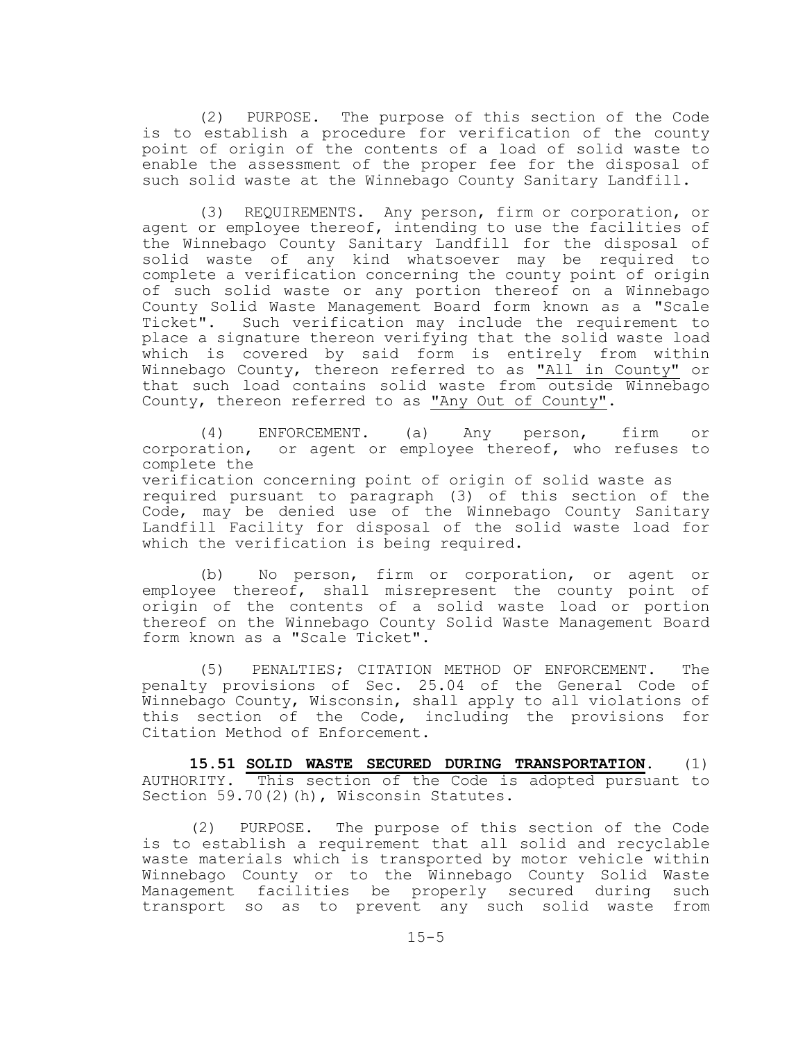(2) PURPOSE. The purpose of this section of the Code is to establish a procedure for verification of the county point of origin of the contents of a load of solid waste to enable the assessment of the proper fee for the disposal of such solid waste at the Winnebago County Sanitary Landfill.

(3) REQUIREMENTS. Any person, firm or corporation, or agent or employee thereof, intending to use the facilities of the Winnebago County Sanitary Landfill for the disposal of solid waste of any kind whatsoever may be required to complete a verification concerning the county point of origin of such solid waste or any portion thereof on a Winnebago County Solid Waste Management Board form known as a "Scale Ticket". Such verification may include the requirement to place a signature thereon verifying that the solid waste load which is covered by said form is entirely from within Winnebago County, thereon referred to as "All in County" or that such load contains solid waste from outside Winnebago County, thereon referred to as "Any Out of County".

(4) ENFORCEMENT. (a) Any person, firm or corporation, or agent or employee thereof, who refuses to complete the verification concerning point of origin of solid waste as required pursuant to paragraph (3) of this section of the Code, may be denied use of the Winnebago County Sanitary Landfill Facility for disposal of the solid waste load for which the verification is being required.

(b) No person, firm or corporation, or agent or employee thereof, shall misrepresent the county point of origin of the contents of a solid waste load or portion thereof on the Winnebago County Solid Waste Management Board form known as a "Scale Ticket".

(5) PENALTIES; CITATION METHOD OF ENFORCEMENT. The penalty provisions of Sec. 25.04 of the General Code of Winnebago County, Wisconsin, shall apply to all violations of this section of the Code, including the provisions for Citation Method of Enforcement.

**15.51 SOLID WASTE SECURED DURING TRANSPORTATION.** (1) AUTHORITY. This section of the Code is adopted pursuant to Section 59.70(2)(h), Wisconsin Statutes.

(2) PURPOSE. The purpose of this section of the Code is to establish a requirement that all solid and recyclable waste materials which is transported by motor vehicle within Winnebago County or to the Winnebago County Solid Waste Management facilities be properly secured during such transport so as to prevent any such solid waste from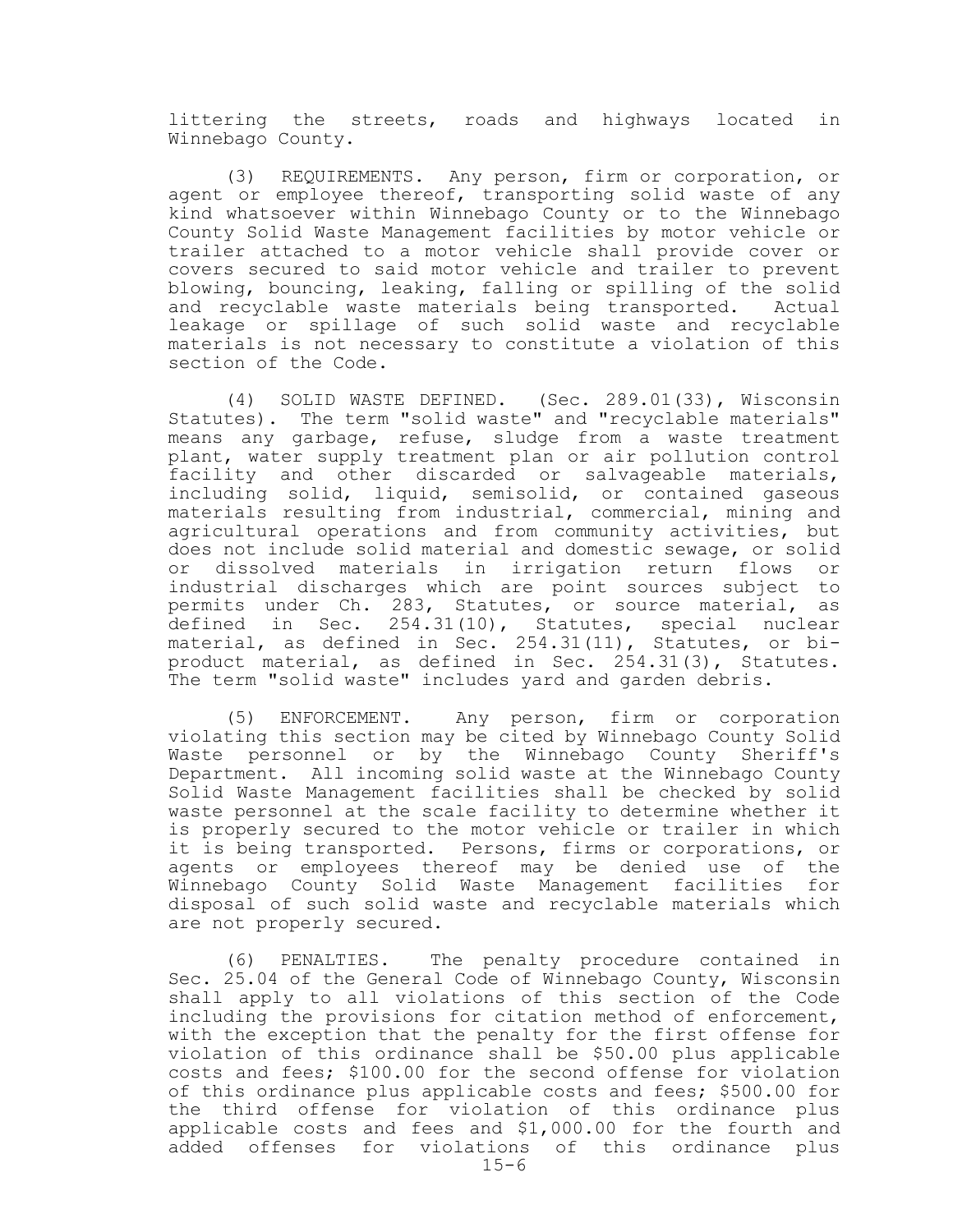littering the streets, roads and highways located in Winnebago County.

(3) REQUIREMENTS. Any person, firm or corporation, or agent or employee thereof, transporting solid waste of any kind whatsoever within Winnebago County or to the Winnebago County Solid Waste Management facilities by motor vehicle or trailer attached to a motor vehicle shall provide cover or covers secured to said motor vehicle and trailer to prevent blowing, bouncing, leaking, falling or spilling of the solid and recyclable waste materials being transported. Actual leakage or spillage of such solid waste and recyclable materials is not necessary to constitute a violation of this section of the Code.

(4) SOLID WASTE DEFINED. (Sec. 289.01(33), Wisconsin Statutes). The term "solid waste" and "recyclable materials" means any garbage, refuse, sludge from a waste treatment plant, water supply treatment plan or air pollution control facility and other discarded or salvageable materials, including solid, liquid, semisolid, or contained gaseous materials resulting from industrial, commercial, mining and agricultural operations and from community activities, but does not include solid material and domestic sewage, or solid or dissolved materials in irrigation return flows or industrial discharges which are point sources subject to permits under Ch. 283, Statutes, or source material, as defined in Sec. 254.31(10), Statutes, special nuclear material, as defined in Sec. 254.31(11), Statutes, or bi-product material, as defined in Sec. 254.31(3), Statutes. The term "solid waste" includes yard and garden debris.

(5) ENFORCEMENT. Any person, firm or corporation violating this section may be cited by Winnebago County Solid Waste personnel or by the Winnebago County Sheriff's Department. All incoming solid waste at the Winnebago County Solid Waste Management facilities shall be checked by solid waste personnel at the scale facility to determine whether it is properly secured to the motor vehicle or trailer in which it is being transported. Persons, firms or corporations, or agents or employees thereof may be denied use of the Winnebago County Solid Waste Management facilities for disposal of such solid waste and recyclable materials which are not properly secured.

(6) PENALTIES. The penalty procedure contained in Sec. 25.04 of the General Code of Winnebago County, Wisconsin shall apply to all violations of this section of the Code including the provisions for citation method of enforcement, with the exception that the penalty for the first offense for violation of this ordinance shall be $50.00 plus applicable costs and fees; $100.00 for the second offense for violation of this ordinance plus applicable costs and fees; $500.00 for the third offense for violation of this ordinance plus applicable costs and fees and $1,000.00 for the fourth and added offenses for violations of this ordinance plus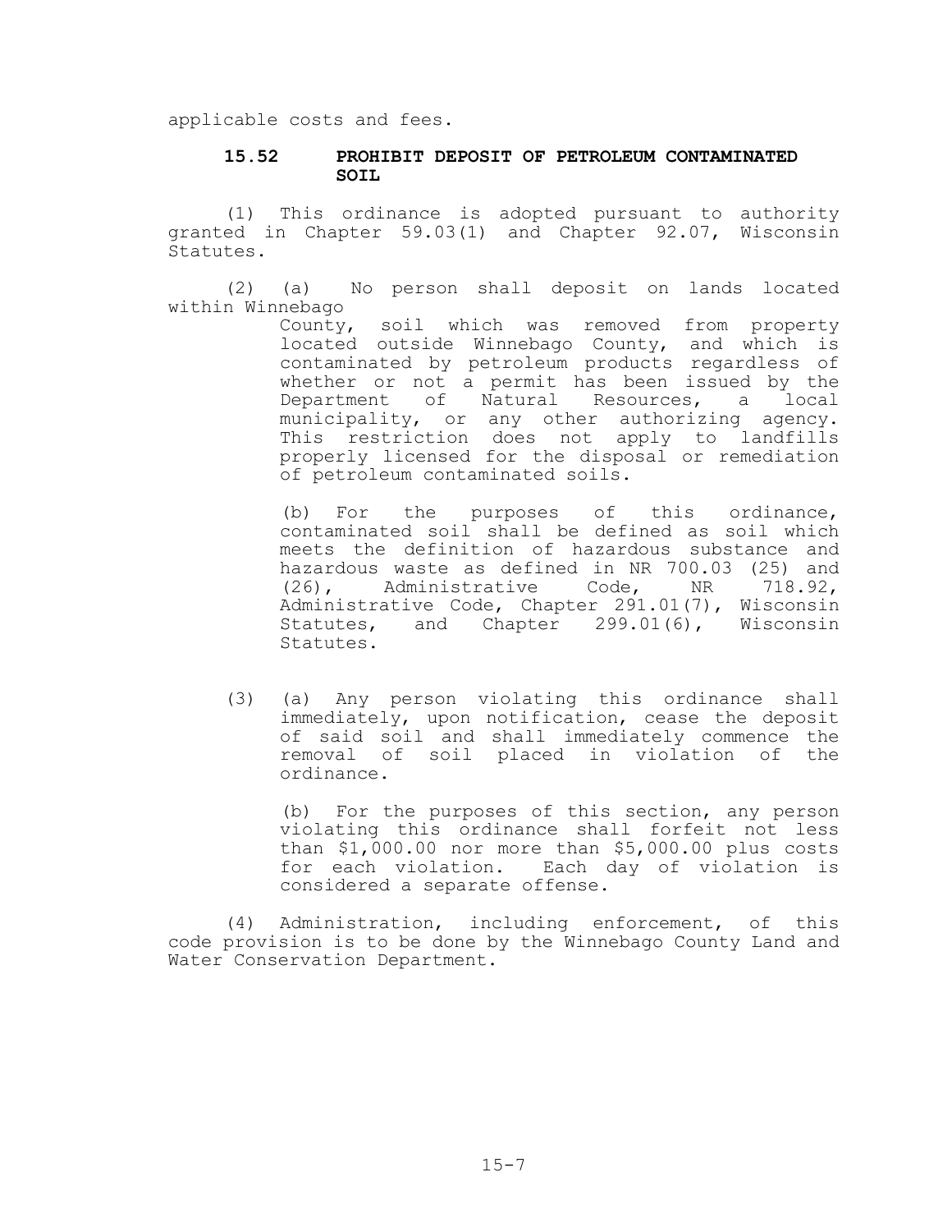applicable costs and fees.

### 15.52 PROHIBIT DEPOSIT OF PETROLEUM CONTAMINATED SOIL

(1) This ordinance is adopted pursuant to authority granted in Chapter 59.03(1) and Chapter 92.07, Wisconsin Statutes.

(2) (a) No person shall deposit on lands located within Winnebago County, soil which was removed from property located outside Winnebago County, and which is contaminated by petroleum products regardless of whether or not a permit has been issued by the Department of Natural Resources, a local municipality, or any other authorizing agency. This restriction does not apply to landfills properly licensed for the disposal or remediation of petroleum contaminated soils.

(b) For the purposes of this ordinance, contaminated soil shall be defined as soil which meets the definition of hazardous substance and hazardous waste as defined in NR 700.03 (25) and (26), Administrative Code, NR 718.92, Administrative Code, Chapter 291.01(7), Wisconsin Statutes, and Chapter 299.01(6), Wisconsin Statutes.

(3) (a) Any person violating this ordinance shall immediately, upon notification, cease the deposit of said soil and shall immediately commence the removal of soil placed in violation of the ordinance.

(b) For the purposes of this section, any person violating this ordinance shall forfeit not less than $1,000.00 nor more than $5,000.00 plus costs for each violation. Each day of violation is considered a separate offense.

(4) Administration, including enforcement, of this code provision is to be done by the Winnebago County Land and Water Conservation Department.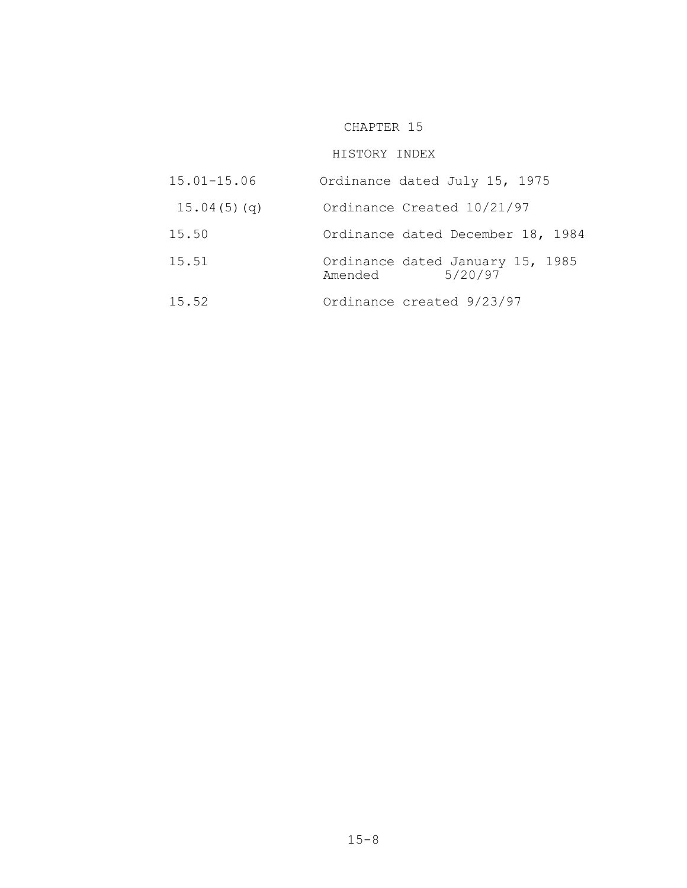# CHAPTER 15

## HISTORY INDEX

| | |
|---|---|
| 15.01-15.06 | Ordinance dated July 15, 1975 |
| 15.04(5)(q) | Ordinance Created 10/21/97 |
| 15.50 | Ordinance dated December 18, 1984 |
| 15.51 | Ordinance dated January 15, 1985<br>Amended 5/20/97 |
| 15.52 | Ordinance created 9/23/97 |